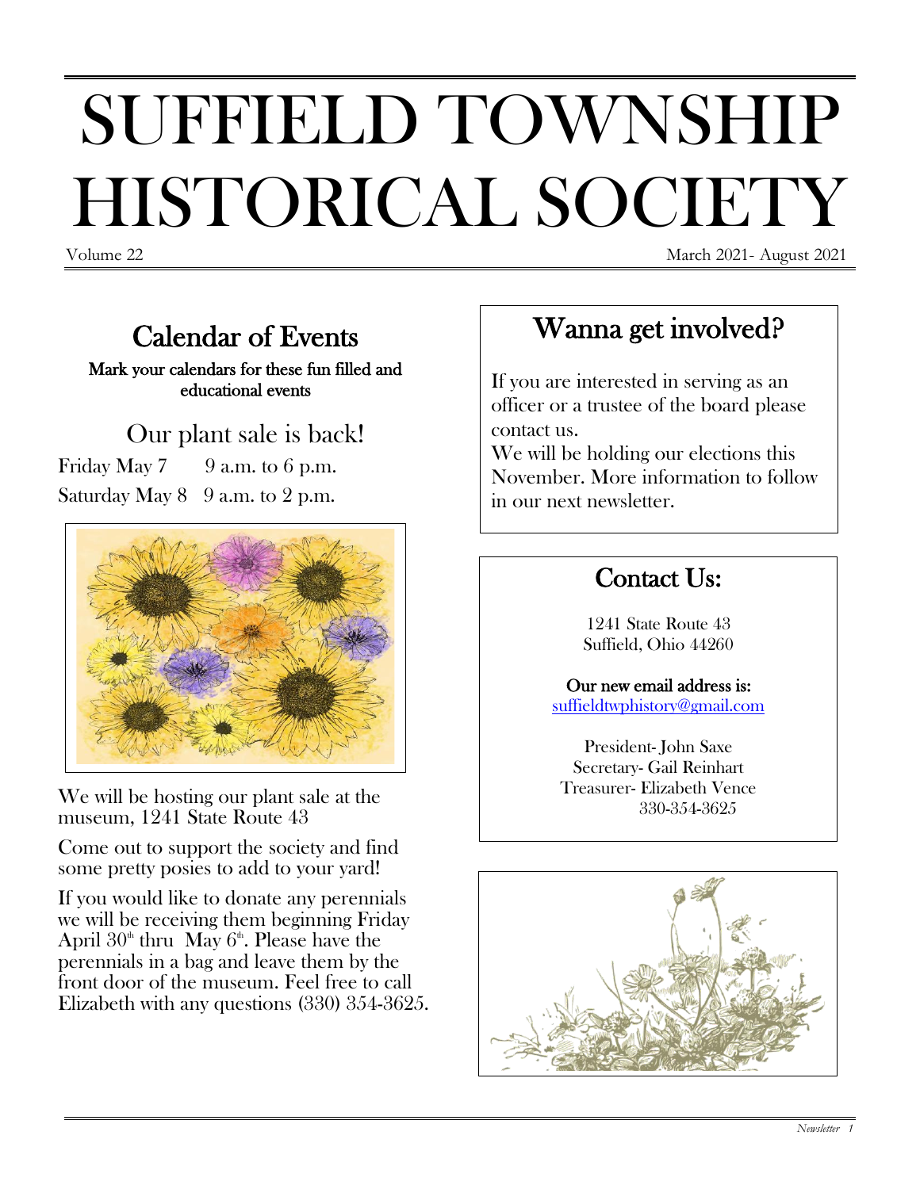# SUFFIELD TOWNSHIP HISTORICAL SOCIETY

Volume 22 March 2021- August 2021

## Calendar of Events

**Mark your calendars for these fun filled and educational events**

### Our plant sale is back!

Friday May 7 9 a.m. to 6 p.m.

Saturday May 8 9 a.m. to 2 p.m.

We will be hosting our plant sale at the museum, 1241 State Route 43

Come out to support the society and find some pretty posies to add to your yard!

If you would like to donate any perennials we will be receiving them beginning Friday April 30th thru May 6th. Please have the perennials in a bag and leave them by the front door of the museum. Feel free to call Elizabeth with any questions (330) 354-3625.

## Wanna get involved?

If you are interested in serving as an officer or a trustee of the board please contact us.

We will be holding our elections this November. More information to follow in our next newsletter.

## Contact Us:

1241 State Route 43
Suffield, Ohio 44260

**Our new email address is:**
suffieldtwphistory@gmail.com

President- John Saxe
Secretary- Gail Reinhart
Treasurer- Elizabeth Vence
330-354-3625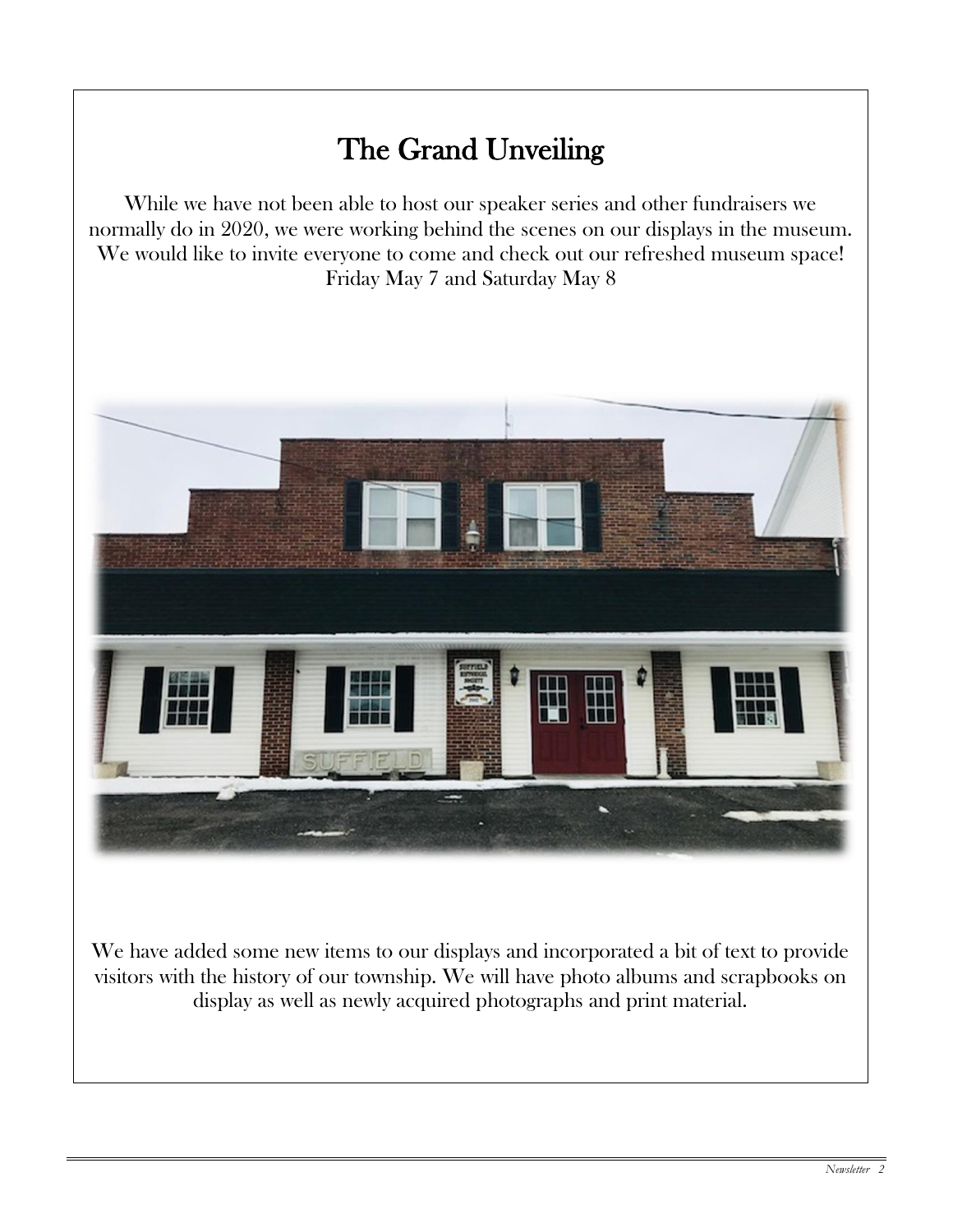# The Grand Unveiling

While we have not been able to host our speaker series and other fundraisers we normally do in 2020, we were working behind the scenes on our displays in the museum. We would like to invite everyone to come and check out our refreshed museum space!
Friday May 7 and Saturday May 8

We have added some new items to our displays and incorporated a bit of text to provide visitors with the history of our township. We will have photo albums and scrapbooks on display as well as newly acquired photographs and print material.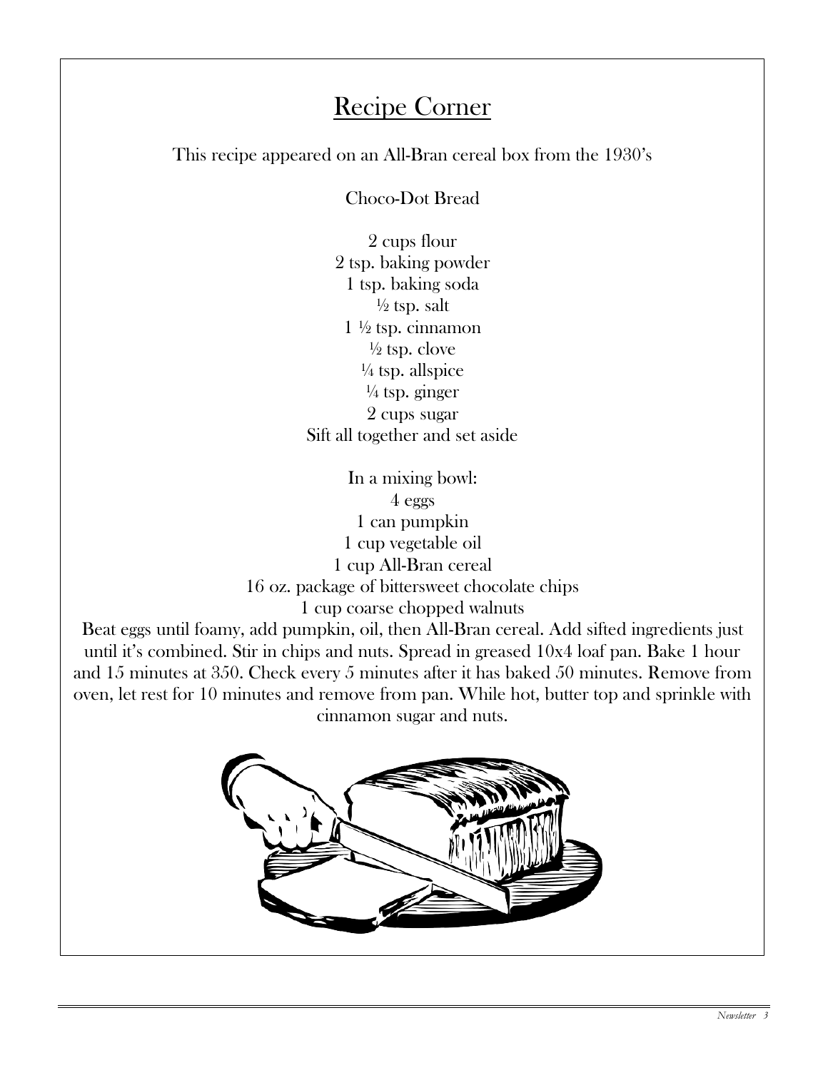## Recipe Corner

This recipe appeared on an All-Bran cereal box from the 1930's

Choco-Dot Bread

2 cups flour
2 tsp. baking powder
1 tsp. baking soda
½ tsp. salt
1 ½ tsp. cinnamon
½ tsp. clove
¼ tsp. allspice
¼ tsp. ginger
2 cups sugar
Sift all together and set aside

In a mixing bowl:
4 eggs
1 can pumpkin
1 cup vegetable oil
1 cup All-Bran cereal
16 oz. package of bittersweet chocolate chips
1 cup coarse chopped walnuts

Beat eggs until foamy, add pumpkin, oil, then All-Bran cereal. Add sifted ingredients just until it's combined. Stir in chips and nuts. Spread in greased 10x4 loaf pan. Bake 1 hour and 15 minutes at 350. Check every 5 minutes after it has baked 50 minutes. Remove from oven, let rest for 10 minutes and remove from pan. While hot, butter top and sprinkle with cinnamon sugar and nuts.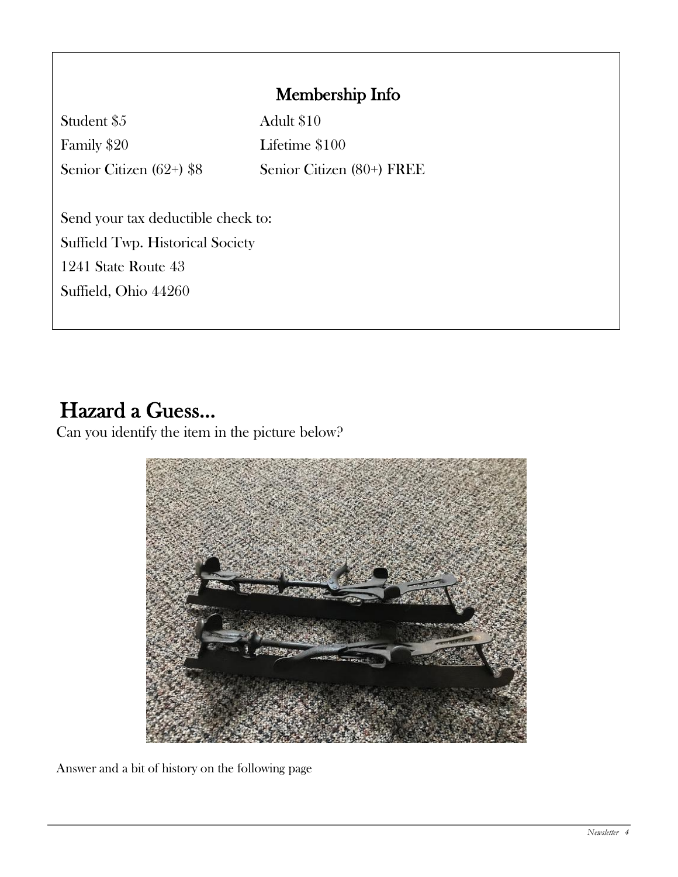## Membership Info

| | |
|---|---|
| Student $5 | Adult $10 |
| Family $20 | Lifetime $100 |
| Senior Citizen (62+) $8 | Senior Citizen (80+) FREE |

Send your tax deductible check to:
Suffield Twp. Historical Society
1241 State Route 43
Suffield, Ohio 44260

# Hazard a Guess...

Can you identify the item in the picture below?

Answer and a bit of history on the following page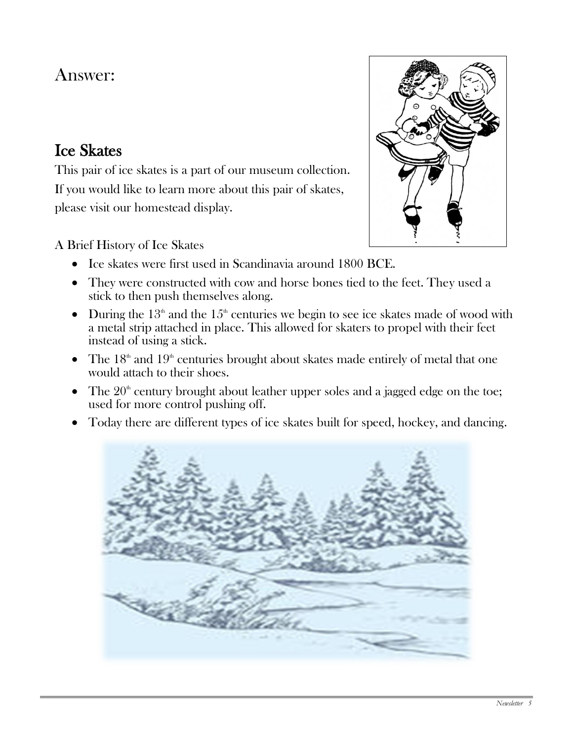## Answer:

## Ice Skates

This pair of ice skates is a part of our museum collection. If you would like to learn more about this pair of skates, please visit our homestead display.

A Brief History of Ice Skates

- Ice skates were first used in Scandinavia around 1800 BCE.
- They were constructed with cow and horse bones tied to the feet. They used a stick to then push themselves along.
- During the 13th and the 15th centuries we begin to see ice skates made of wood with a metal strip attached in place. This allowed for skaters to propel with their feet instead of using a stick.
- The 18th and 19th centuries brought about skates made entirely of metal that one would attach to their shoes.
- The 20th century brought about leather upper soles and a jagged edge on the toe; used for more control pushing off.
- Today there are different types of ice skates built for speed, hockey, and dancing.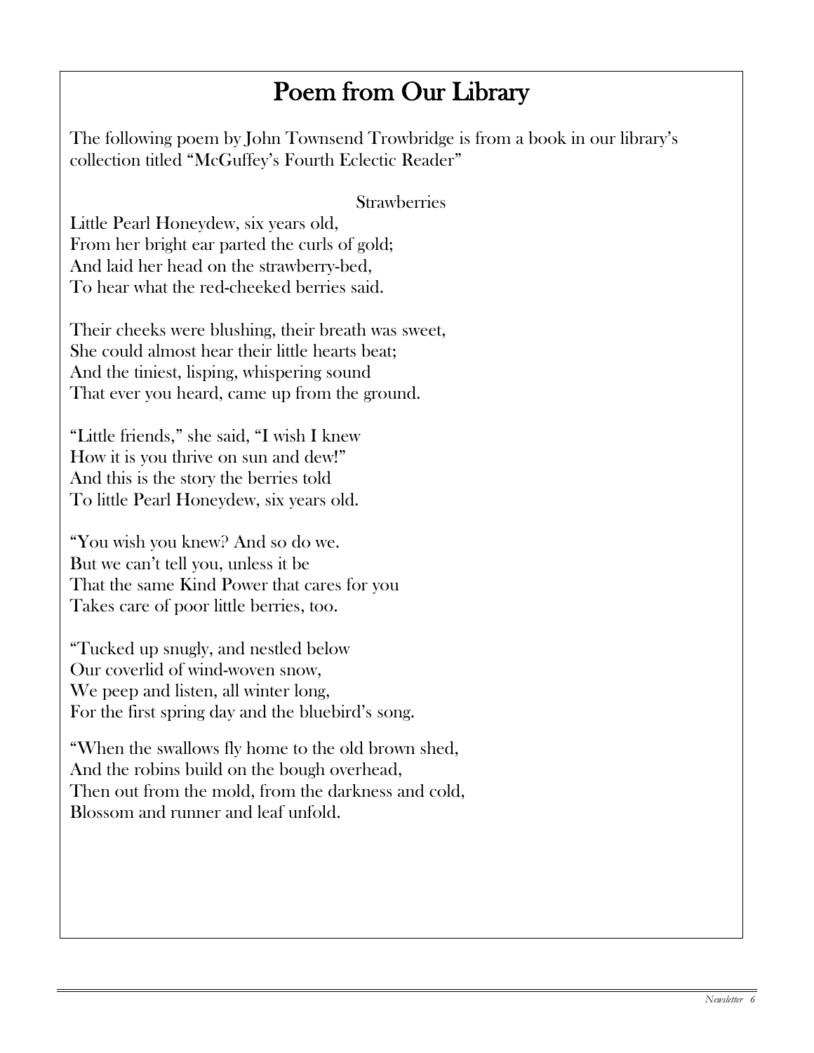# Poem from Our Library

The following poem by John Townsend Trowbridge is from a book in our library's collection titled "McGuffey's Fourth Eclectic Reader"

Strawberries

Little Pearl Honeydew, six years old,  
From her bright ear parted the curls of gold;  
And laid her head on the strawberry-bed,  
To hear what the red-cheeked berries said.

Their cheeks were blushing, their breath was sweet,  
She could almost hear their little hearts beat;  
And the tiniest, lisping, whispering sound  
That ever you heard, came up from the ground.

"Little friends," she said, "I wish I knew  
How it is you thrive on sun and dew!"  
And this is the story the berries told  
To little Pearl Honeydew, six years old.

"You wish you knew? And so do we.  
But we can't tell you, unless it be  
That the same Kind Power that cares for you  
Takes care of poor little berries, too.

"Tucked up snugly, and nestled below  
Our coverlid of wind-woven snow,  
We peep and listen, all winter long,  
For the first spring day and the bluebird's song.

"When the swallows fly home to the old brown shed,  
And the robins build on the bough overhead,  
Then out from the mold, from the darkness and cold,  
Blossom and runner and leaf unfold.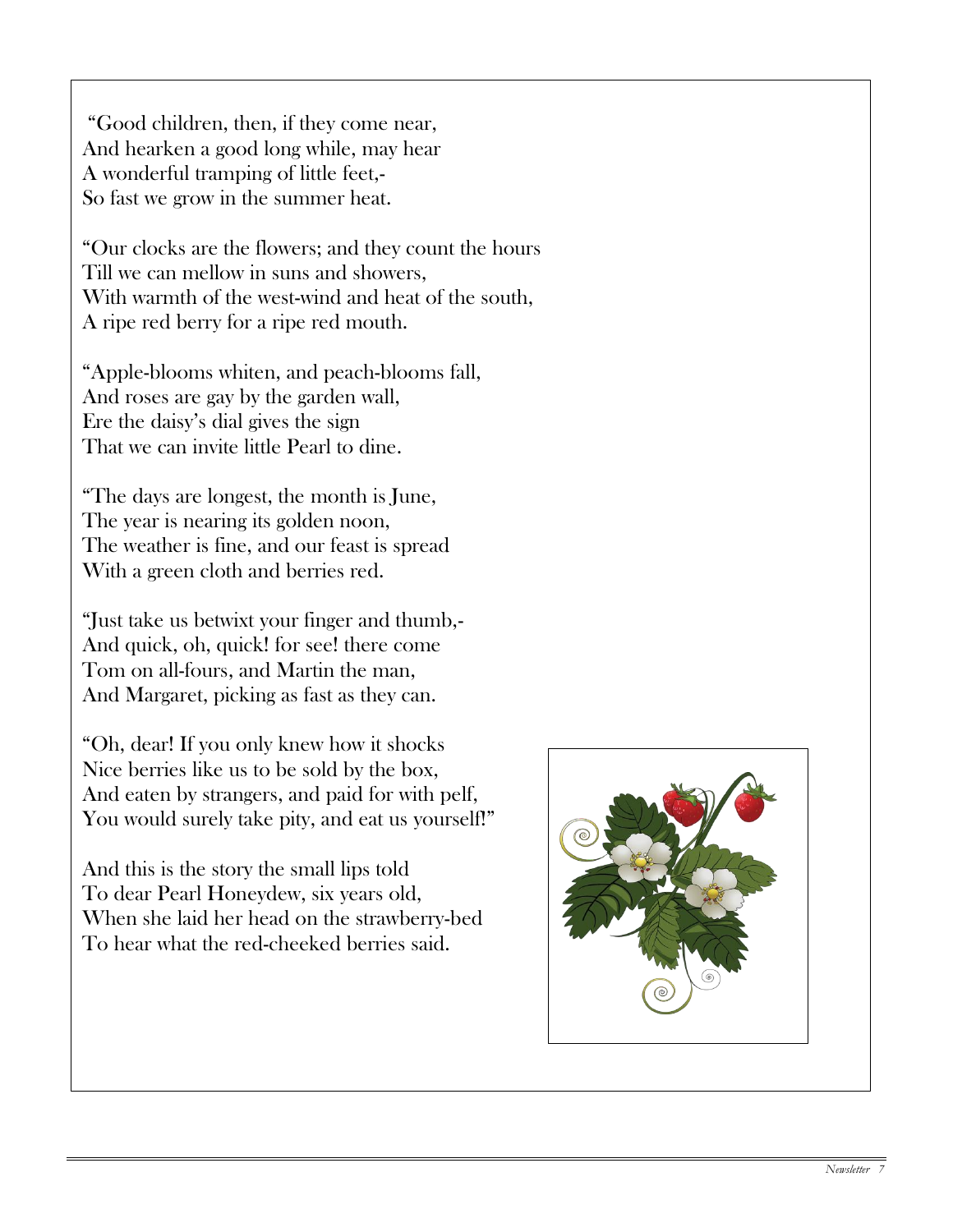"Good children, then, if they come near,  
And hearken a good long while, may hear  
A wonderful tramping of little feet,-  
So fast we grow in the summer heat.

"Our clocks are the flowers; and they count the hours  
Till we can mellow in suns and showers,  
With warmth of the west-wind and heat of the south,  
A ripe red berry for a ripe red mouth.

"Apple-blooms whiten, and peach-blooms fall,  
And roses are gay by the garden wall,  
Ere the daisy's dial gives the sign  
That we can invite little Pearl to dine.

"The days are longest, the month is June,  
The year is nearing its golden noon,  
The weather is fine, and our feast is spread  
With a green cloth and berries red.

"Just take us betwixt your finger and thumb,-  
And quick, oh, quick! for see! there come  
Tom on all-fours, and Martin the man,  
And Margaret, picking as fast as they can.

"Oh, dear! If you only knew how it shocks  
Nice berries like us to be sold by the box,  
And eaten by strangers, and paid for with pelf,  
You would surely take pity, and eat us yourself!"

And this is the story the small lips told  
To dear Pearl Honeydew, six years old,  
When she laid her head on the strawberry-bed  
To hear what the red-cheeked berries said.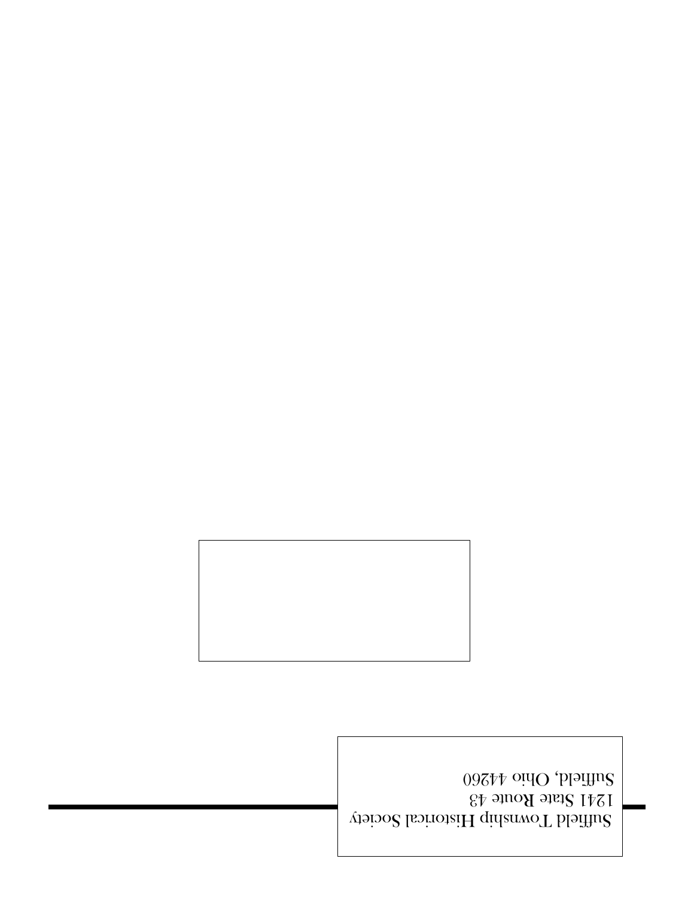Suffield Township Historical Society
1241 State Route 43
Suffield, Ohio 44260